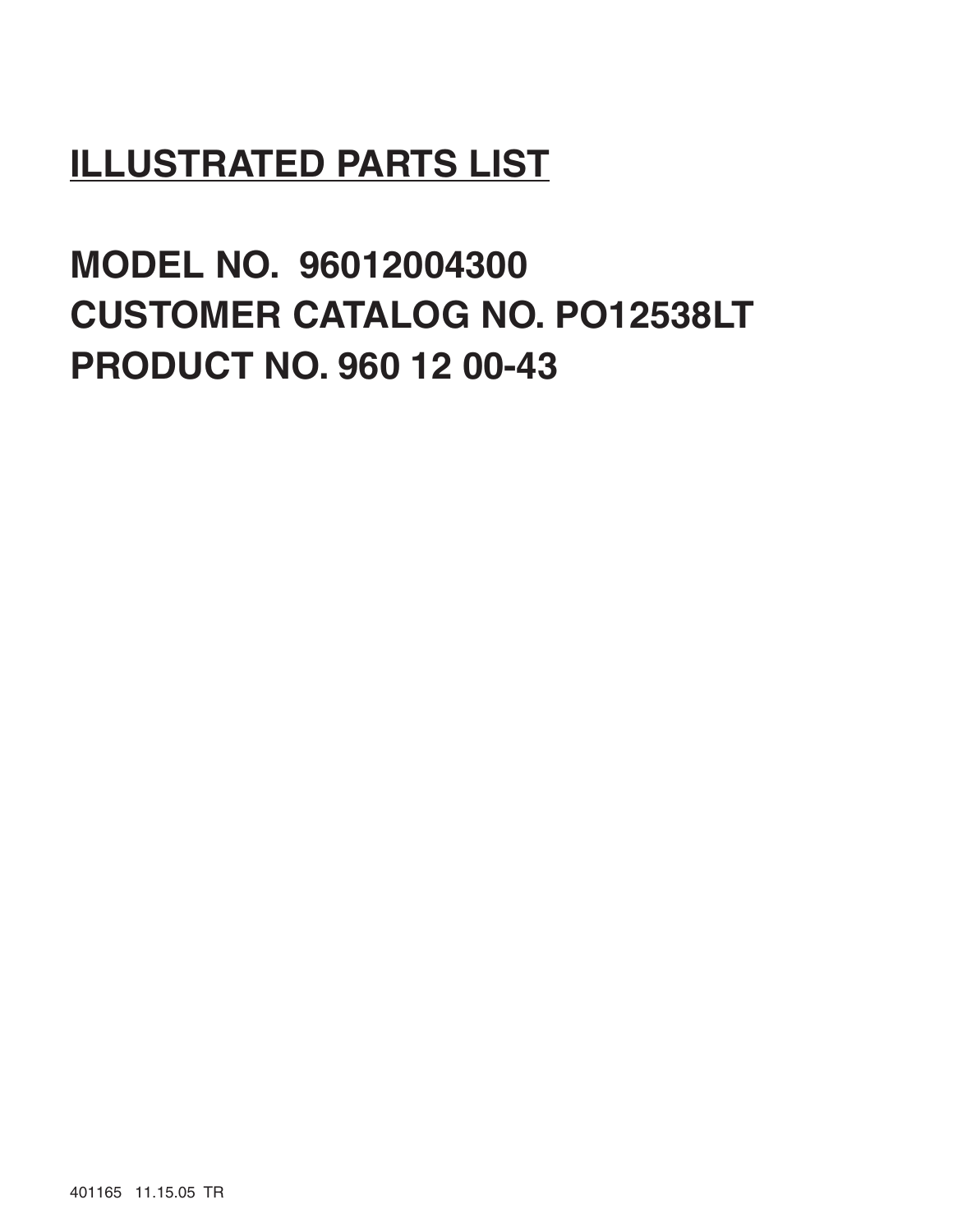# ILLUSTRATED PARTS LIST

## MODEL NO. 96012004300
## CUSTOMER CATALOG NO. PO12538LT
## PRODUCT NO. 960 12 00-43

401165 11.15.05 TR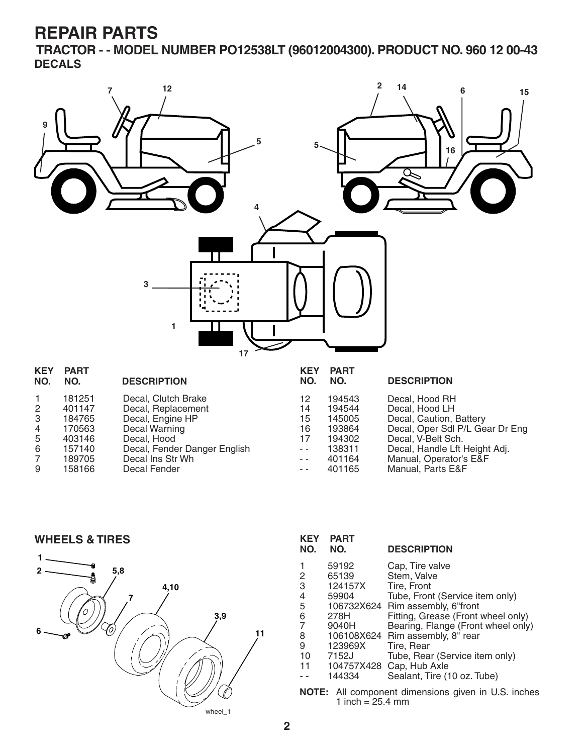# REPAIR PARTS

## TRACTOR - - MODEL NUMBER PO12538LT (96012004300). PRODUCT NO. 960 12 00-43

### DECALS

| KEY NO. | PART NO. | DESCRIPTION |
|---|---|---|
| 1 | 181251 | Decal, Clutch Brake |
| 2 | 401147 | Decal, Replacement |
| 3 | 184765 | Decal, Engine HP |
| 4 | 170563 | Decal Warning |
| 5 | 403146 | Decal, Hood |
| 6 | 157140 | Decal, Fender Danger English |
| 7 | 189705 | Decal Ins Str Wh |
| 9 | 158166 | Decal Fender |
| 12 | 194543 | Decal, Hood RH |
| 14 | 194544 | Decal, Hood LH |
| 15 | 145005 | Decal, Caution, Battery |
| 16 | 193864 | Decal, Oper Sdl P/L Gear Dr Eng |
| 17 | 194302 | Decal, V-Belt Sch. |
| - - | 138311 | Decal, Handle Lft Height Adj. |
| - - | 401164 | Manual, Operator's E&F |
| - - | 401165 | Manual, Parts E&F |

### WHEELS & TIRES

| KEY NO. | PART NO. | DESCRIPTION |
|---|---|---|
| 1 | 59192 | Cap, Tire valve |
| 2 | 65139 | Stem, Valve |
| 3 | 124157X | Tire, Front |
| 4 | 59904 | Tube, Front (Service item only) |
| 5 | 106732X624 | Rim assembly, 6"front |
| 6 | 278H | Fitting, Grease (Front wheel only) |
| 7 | 9040H | Bearing, Flange (Front wheel only) |
| 8 | 106108X624 | Rim assembly, 8" rear |
| 9 | 123969X | Tire, Rear |
| 10 | 7152J | Tube, Rear (Service item only) |
| 11 | 104757X428 | Cap, Hub Axle |
| - - | 144334 | Sealant, Tire (10 oz. Tube) |

**NOTE:** All component dimensions given in U.S. inches
1 inch = 25.4 mm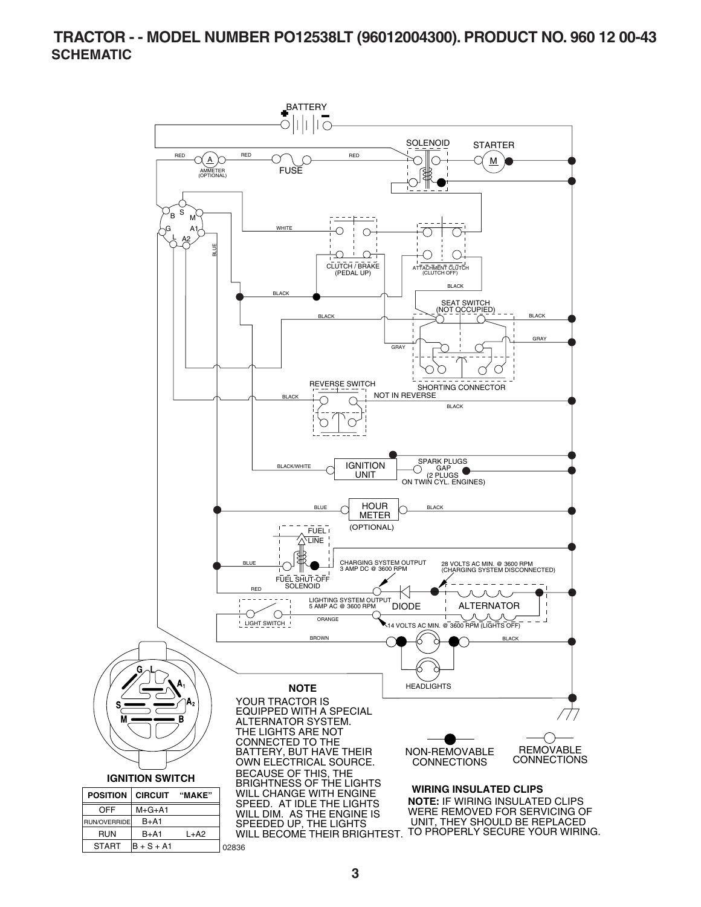# TRACTOR - - MODEL NUMBER PO12538LT (96012004300). PRODUCT NO. 960 12 00-43

## SCHEMATIC

BATTERY

SOLENOID

STARTER

M

RED

A

AMMETER (OPTIONAL)

RED

FUSE

RED

B S M G A1 L A2

WHITE

BLUE

CLUTCH / BRAKE (PEDAL UP)

ATTACHMENT CLUTCH (CLUTCH OFF)

BLACK

BLACK

SEAT SWITCH (NOT OCCUPIED)

BLACK

BLACK

GRAY

GRAY

SHORTING CONNECTOR

REVERSE SWITCH

BLACK

NOT IN REVERSE

BLACK

BLACK/WHITE

IGNITION UNIT

SPARK PLUGS GAP (2 PLUGS ON TWIN CYL. ENGINES)

BLUE

HOUR METER (OPTIONAL)

BLACK

FUEL LINE

BLUE

FUEL SHUT-OFF SOLENOID

CHARGING SYSTEM OUTPUT 3 AMP DC @ 3600 RPM

28 VOLTS AC MIN. @ 3600 RPM (CHARGING SYSTEM DISCONNECTED)

RED

LIGHTING SYSTEM OUTPUT 5 AMP AC @ 3600 RPM

DIODE

ALTERNATOR

LIGHT SWITCH

ORANGE

14 VOLTS AC MIN. @ 3600 RPM (LIGHTS OFF)

BROWN

BLACK

HEADLIGHTS

G L A1 A2 S M B

**IGNITION SWITCH**

| POSITION | CIRCUIT | "MAKE" |
|---|---|---|
| OFF | M+G+A1 | |
| RUN/OVERRIDE | B+A1 | |
| RUN | B+A1 | L+A2 |
| START | B + S + A1 | |

**NOTE**

YOUR TRACTOR IS EQUIPPED WITH A SPECIAL ALTERNATOR SYSTEM. THE LIGHTS ARE NOT CONNECTED TO THE BATTERY, BUT HAVE THEIR OWN ELECTRICAL SOURCE. BECAUSE OF THIS, THE BRIGHTNESS OF THE LIGHTS WILL CHANGE WITH ENGINE SPEED. AT IDLE THE LIGHTS WILL DIM. AS THE ENGINE IS SPEEDED UP, THE LIGHTS WILL BECOME THEIR BRIGHTEST.

NON-REMOVABLE CONNECTIONS

REMOVABLE CONNECTIONS

**WIRING INSULATED CLIPS**

**NOTE:** IF WIRING INSULATED CLIPS WERE REMOVED FOR SERVICING OF UNIT, THEY SHOULD BE REPLACED TO PROPERLY SECURE YOUR WIRING.

02836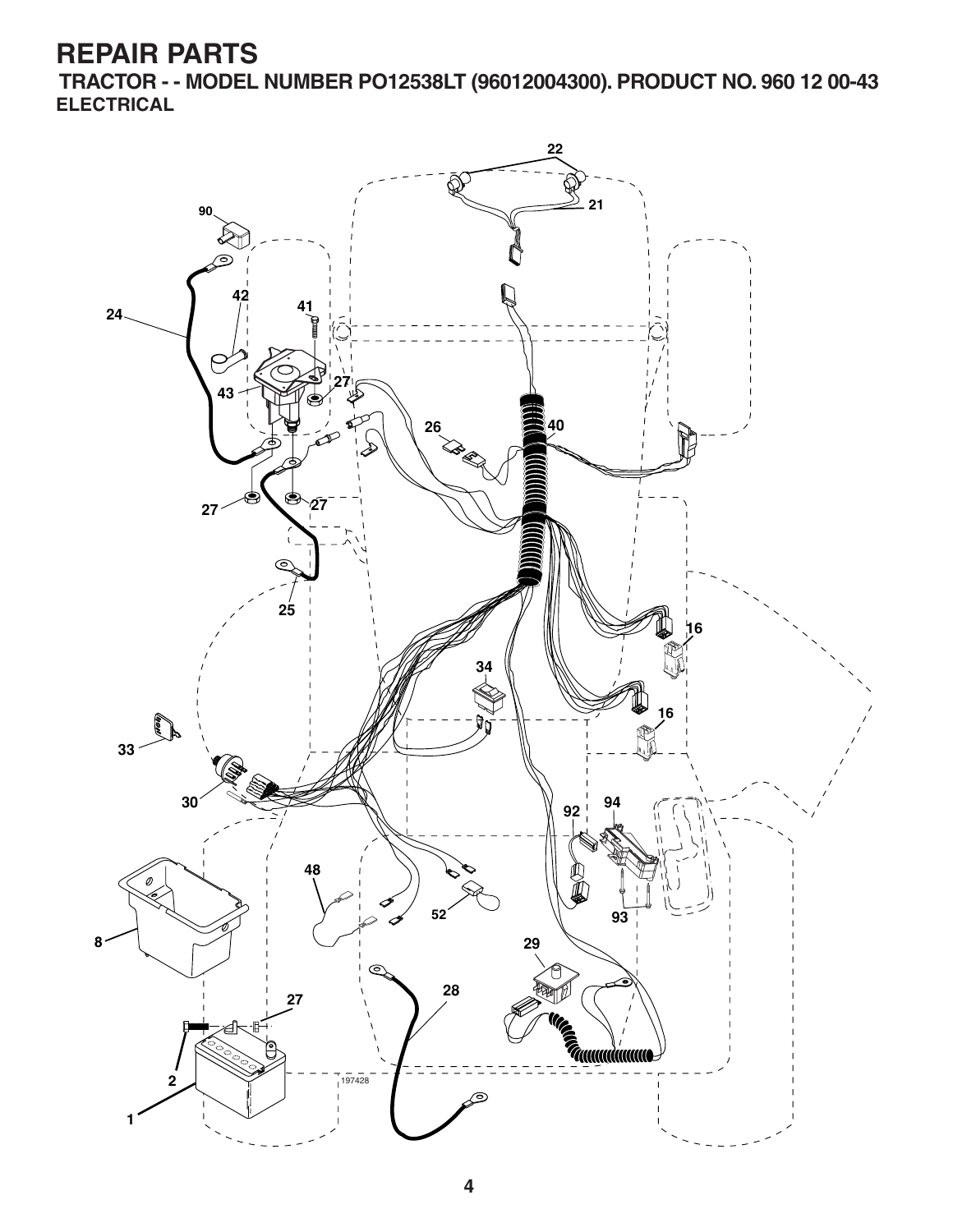# REPAIR PARTS

**TRACTOR - - MODEL NUMBER PO12538LT (96012004300). PRODUCT NO. 960 12 00-43**

**ELECTRICAL**

22
21
90
24
42
41
43
27
26
40
27
27
25
16
34
16
33
30
92
94
48
52
93
8
29
27
28
2
197428
1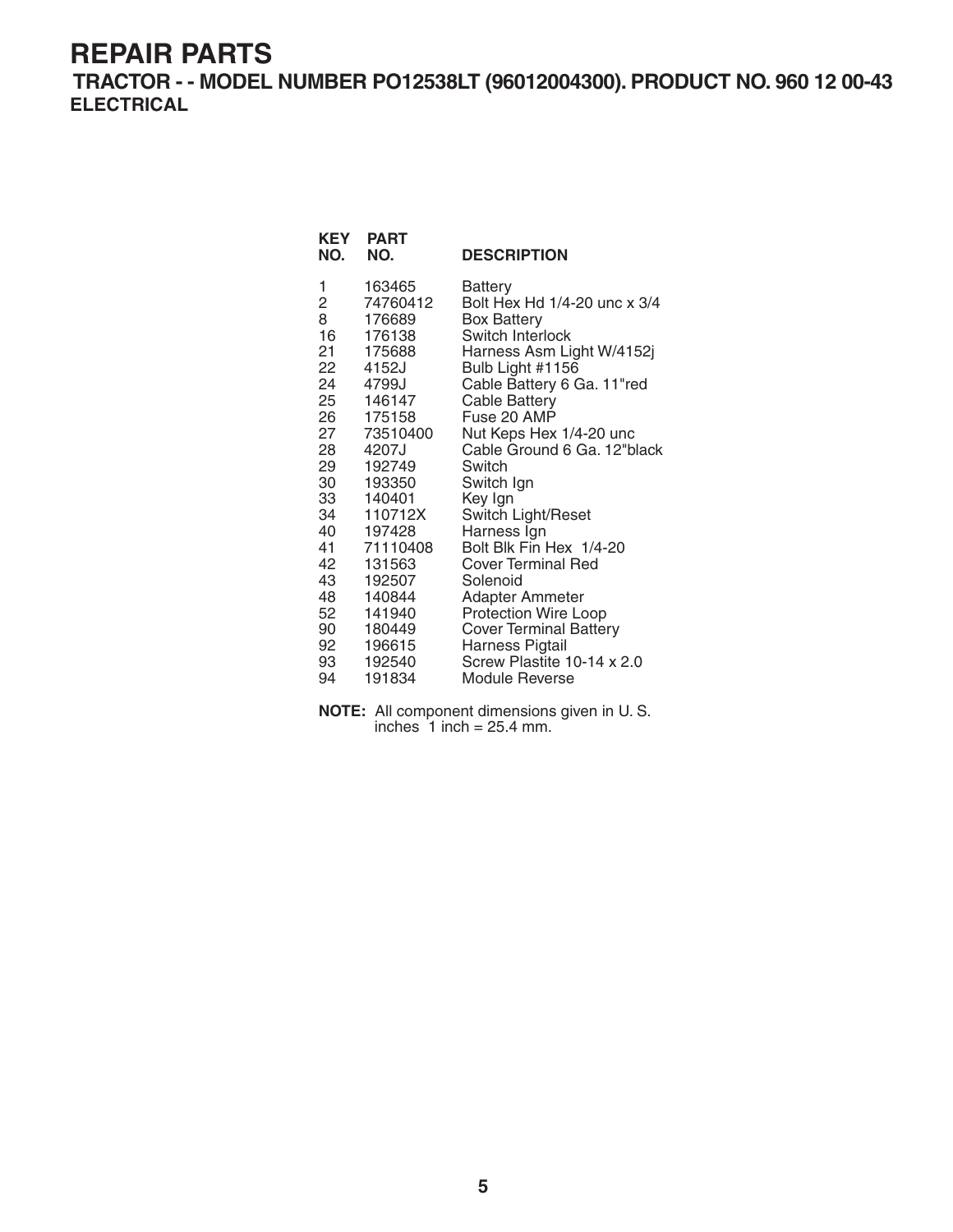# REPAIR PARTS

## TRACTOR - - MODEL NUMBER PO12538LT (96012004300). PRODUCT NO. 960 12 00-43

### ELECTRICAL

| KEY NO. | PART NO. | DESCRIPTION |
|---|---|---|
| 1 | 163465 | Battery |
| 2 | 74760412 | Bolt Hex Hd 1/4-20 unc x 3/4 |
| 8 | 176689 | Box Battery |
| 16 | 176138 | Switch Interlock |
| 21 | 175688 | Harness Asm Light W/4152j |
| 22 | 4152J | Bulb Light #1156 |
| 24 | 4799J | Cable Battery 6 Ga. 11"red |
| 25 | 146147 | Cable Battery |
| 26 | 175158 | Fuse 20 AMP |
| 27 | 73510400 | Nut Keps Hex 1/4-20 unc |
| 28 | 4207J | Cable Ground 6 Ga. 12"black |
| 29 | 192749 | Switch |
| 30 | 193350 | Switch Ign |
| 33 | 140401 | Key Ign |
| 34 | 110712X | Switch Light/Reset |
| 40 | 197428 | Harness Ign |
| 41 | 71110408 | Bolt Blk Fin Hex 1/4-20 |
| 42 | 131563 | Cover Terminal Red |
| 43 | 192507 | Solenoid |
| 48 | 140844 | Adapter Ammeter |
| 52 | 141940 | Protection Wire Loop |
| 90 | 180449 | Cover Terminal Battery |
| 92 | 196615 | Harness Pigtail |
| 93 | 192540 | Screw Plastite 10-14 x 2.0 |
| 94 | 191834 | Module Reverse |

**NOTE:** All component dimensions given in U. S. inches 1 inch = 25.4 mm.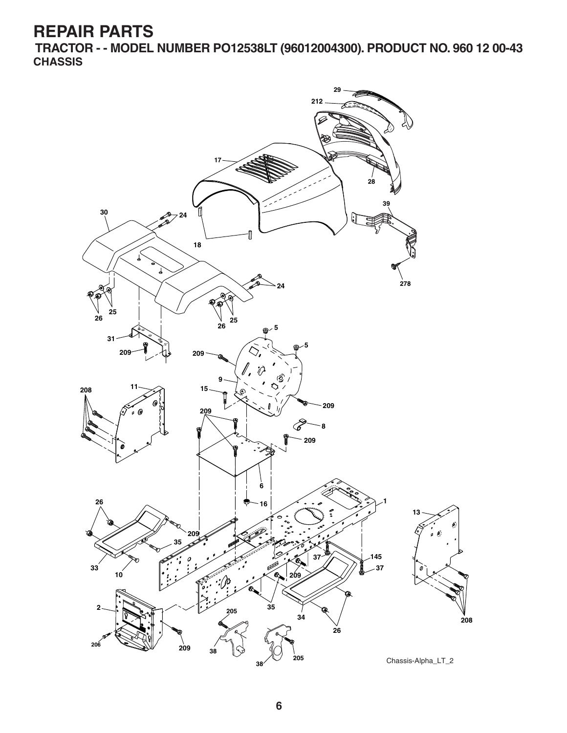# REPAIR PARTS

## TRACTOR - - MODEL NUMBER PO12538LT (96012004300). PRODUCT NO. 960 12 00-43

### CHASSIS

Chassis-Alpha_LT_2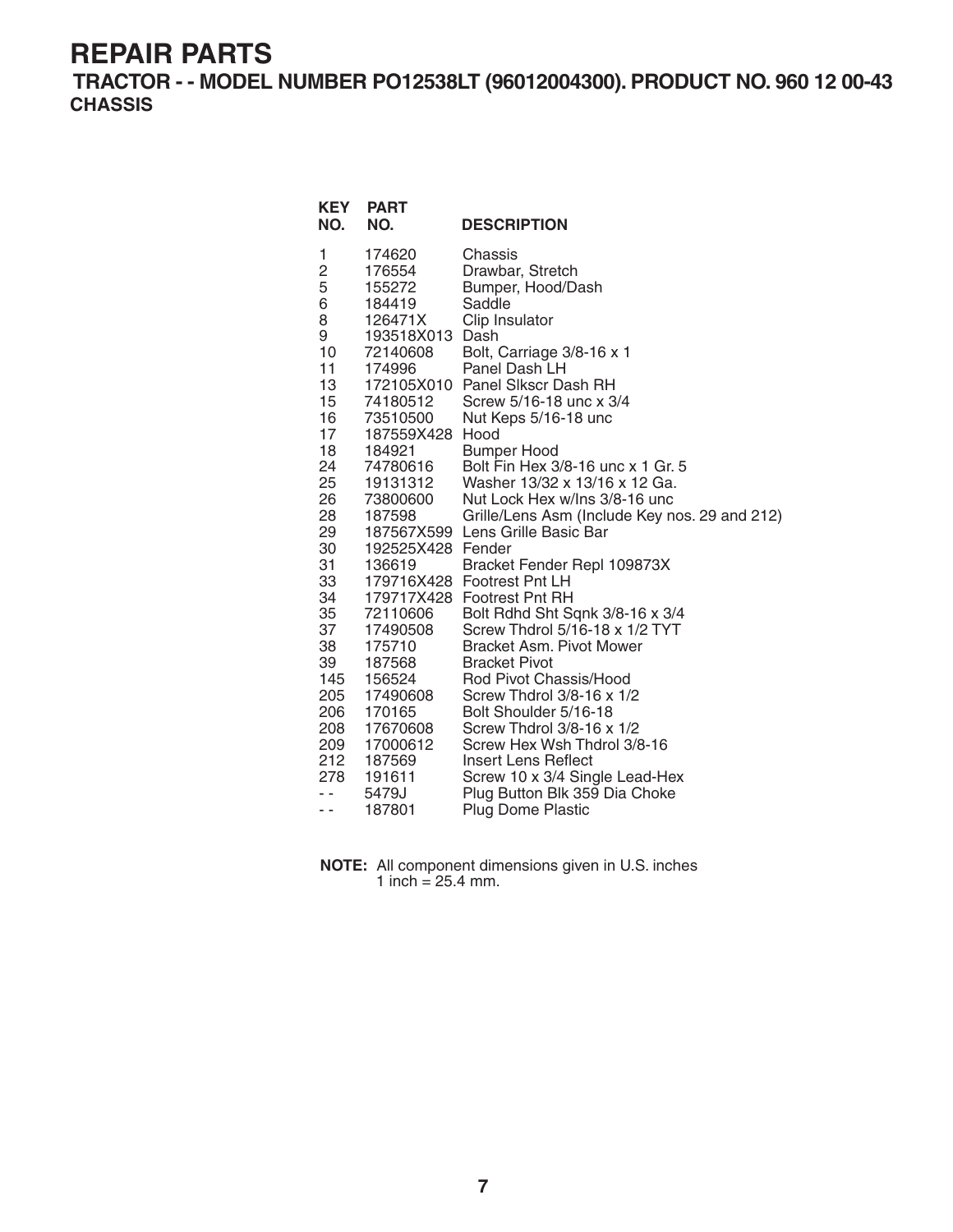# REPAIR PARTS

## TRACTOR - - MODEL NUMBER PO12538LT (96012004300). PRODUCT NO. 960 12 00-43

### CHASSIS

| KEY NO. | PART NO. | DESCRIPTION |
|---|---|---|
| 1 | 174620 | Chassis |
| 2 | 176554 | Drawbar, Stretch |
| 5 | 155272 | Bumper, Hood/Dash |
| 6 | 184419 | Saddle |
| 8 | 126471X | Clip Insulator |
| 9 | 193518X013 | Dash |
| 10 | 72140608 | Bolt, Carriage 3/8-16 x 1 |
| 11 | 174996 | Panel Dash LH |
| 13 | 172105X010 | Panel Slkscr Dash RH |
| 15 | 74180512 | Screw 5/16-18 unc x 3/4 |
| 16 | 73510500 | Nut Keps 5/16-18 unc |
| 17 | 187559X428 | Hood |
| 18 | 184921 | Bumper Hood |
| 24 | 74780616 | Bolt Fin Hex 3/8-16 unc x 1 Gr. 5 |
| 25 | 19131312 | Washer 13/32 x 13/16 x 12 Ga. |
| 26 | 73800600 | Nut Lock Hex w/Ins 3/8-16 unc |
| 28 | 187598 | Grille/Lens Asm (Include Key nos. 29 and 212) |
| 29 | 187567X599 | Lens Grille Basic Bar |
| 30 | 192525X428 | Fender |
| 31 | 136619 | Bracket Fender Repl 109873X |
| 33 | 179716X428 | Footrest Pnt LH |
| 34 | 179717X428 | Footrest Pnt RH |
| 35 | 72110606 | Bolt Rdhd Sht Sqnk 3/8-16 x 3/4 |
| 37 | 17490508 | Screw Thdrol 5/16-18 x 1/2 TYT |
| 38 | 175710 | Bracket Asm. Pivot Mower |
| 39 | 187568 | Bracket Pivot |
| 145 | 156524 | Rod Pivot Chassis/Hood |
| 205 | 17490608 | Screw Thdrol 3/8-16 x 1/2 |
| 206 | 170165 | Bolt Shoulder 5/16-18 |
| 208 | 17670608 | Screw Thdrol 3/8-16 x 1/2 |
| 209 | 17000612 | Screw Hex Wsh Thdrol 3/8-16 |
| 212 | 187569 | Insert Lens Reflect |
| 278 | 191611 | Screw 10 x 3/4 Single Lead-Hex |
| - - | 5479J | Plug Button Blk 359 Dia Choke |
| - - | 187801 | Plug Dome Plastic |

**NOTE:** All component dimensions given in U.S. inches
1 inch = 25.4 mm.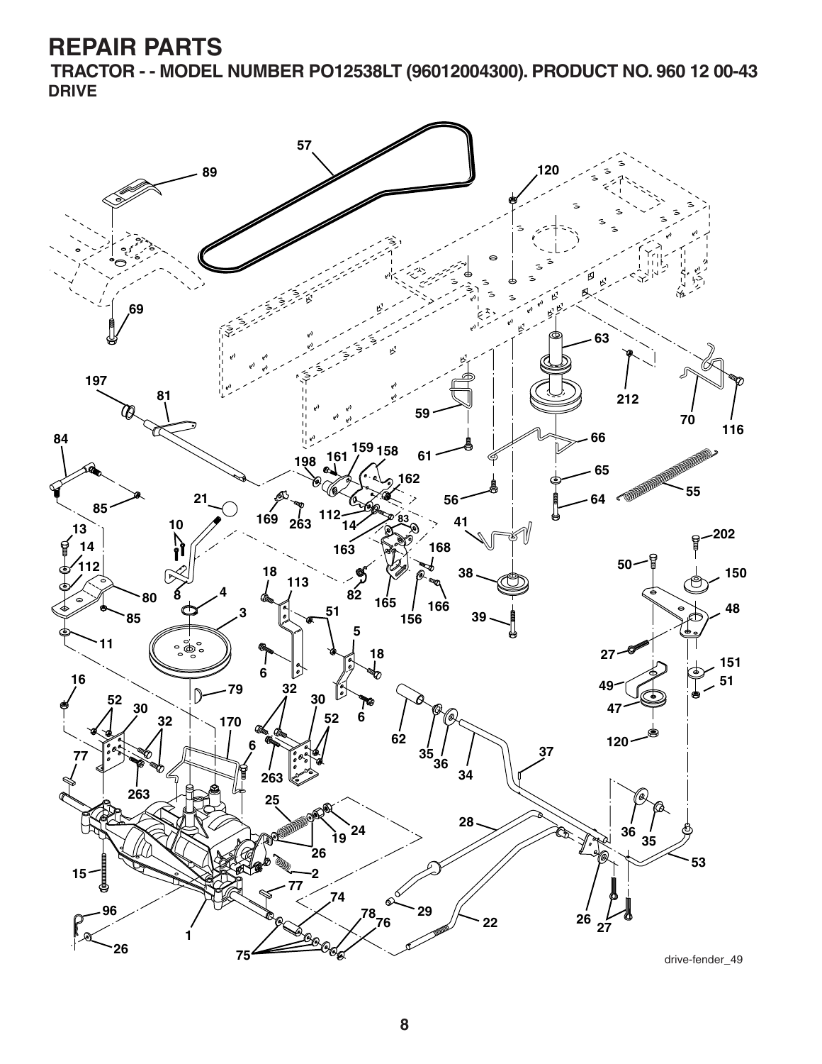# REPAIR PARTS

**TRACTOR - - MODEL NUMBER PO12538LT (96012004300). PRODUCT NO. 960 12 00-43**

**DRIVE**

57
89
120
69
63
197
81
212
70
116
59
84
61
66
198
161
159
158
65
162
56
64
55
85
21
169
263
112
14
83
41
202
10
13
14
163
168
112
18
113
50
150
38
82
165
166
80
8
4
156
48
85
51
5
39
3
11
18
27
151
6
16
79
49
51
32
52
30
30
47
32
52
6
170
62
120
35
36
77
6
37
34
263
263
25
36
35
28
24
19
26
53
15
2
77
74
29
96
78
76
22
26
27
1
26
75

drive-fender_49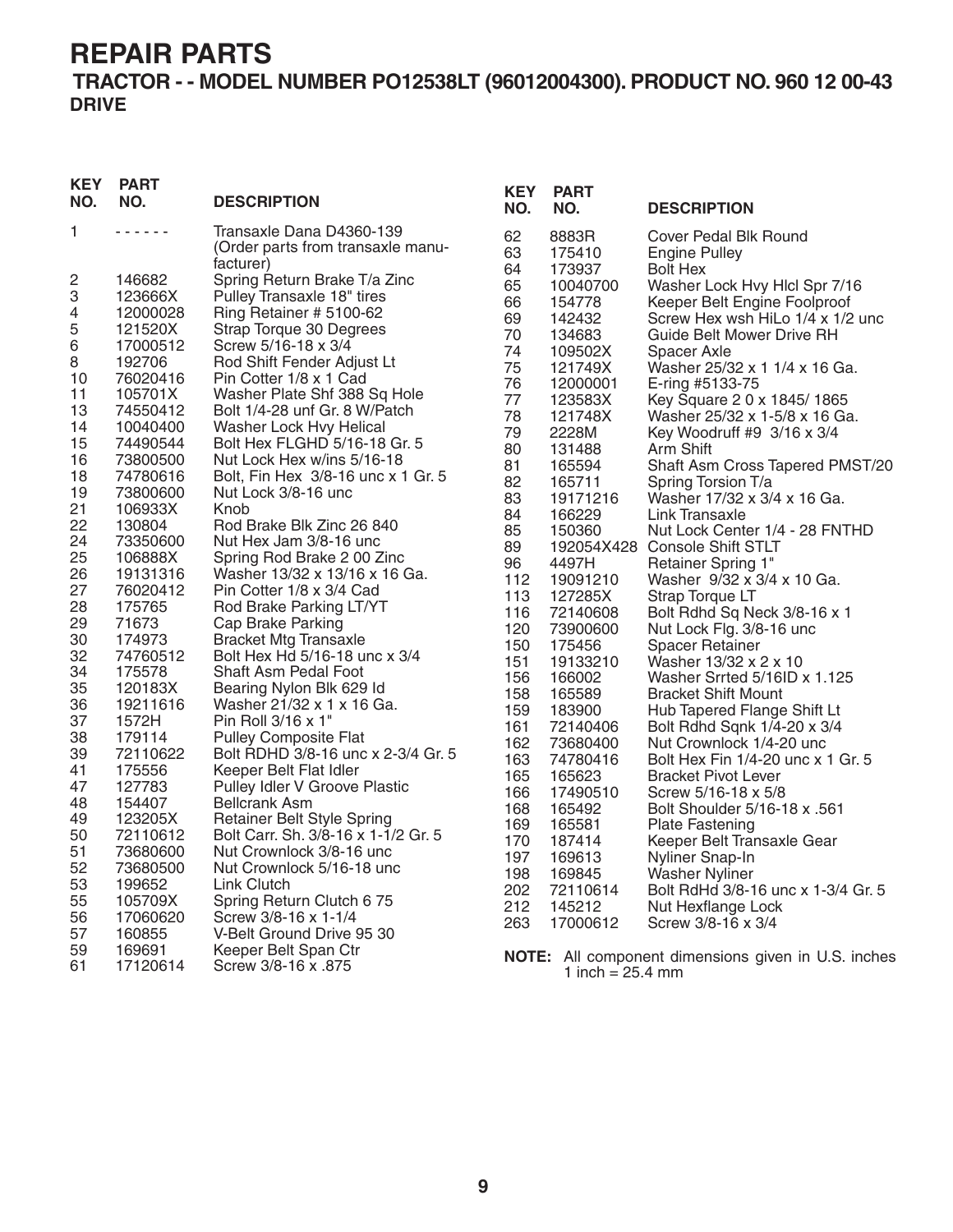# REPAIR PARTS

## TRACTOR - - MODEL NUMBER PO12538LT (96012004300). PRODUCT NO. 960 12 00-43

### DRIVE

| KEY NO. | PART NO. | DESCRIPTION |
|---|---|---|
| 1 | - - - - - - | Transaxle Dana D4360-139 (Order parts from transaxle manufacturer) |
| 2 | 146682 | Spring Return Brake T/a Zinc |
| 3 | 123666X | Pulley Transaxle 18" tires |
| 4 | 12000028 | Ring Retainer # 5100-62 |
| 5 | 121520X | Strap Torque 30 Degrees |
| 6 | 17000512 | Screw 5/16-18 x 3/4 |
| 8 | 192706 | Rod Shift Fender Adjust Lt |
| 10 | 76020416 | Pin Cotter 1/8 x 1 Cad |
| 11 | 105701X | Washer Plate Shf 388 Sq Hole |
| 13 | 74550412 | Bolt 1/4-28 unf Gr. 8 W/Patch |
| 14 | 10040400 | Washer Lock Hvy Helical |
| 15 | 74490544 | Bolt Hex FLGHD 5/16-18 Gr. 5 |
| 16 | 73800500 | Nut Lock Hex w/ins 5/16-18 |
| 18 | 74780616 | Bolt, Fin Hex 3/8-16 unc x 1 Gr. 5 |
| 19 | 73800600 | Nut Lock 3/8-16 unc |
| 21 | 106933X | Knob |
| 22 | 130804 | Rod Brake Blk Zinc 26 840 |
| 24 | 73350600 | Nut Hex Jam 3/8-16 unc |
| 25 | 106888X | Spring Rod Brake 2 00 Zinc |
| 26 | 19131316 | Washer 13/32 x 13/16 x 16 Ga. |
| 27 | 76020412 | Pin Cotter 1/8 x 3/4 Cad |
| 28 | 175765 | Rod Brake Parking LT/YT |
| 29 | 71673 | Cap Brake Parking |
| 30 | 174973 | Bracket Mtg Transaxle |
| 32 | 74760512 | Bolt Hex Hd 5/16-18 unc x 3/4 |
| 34 | 175578 | Shaft Asm Pedal Foot |
| 35 | 120183X | Bearing Nylon Blk 629 Id |
| 36 | 19211616 | Washer 21/32 x 1 x 16 Ga. |
| 37 | 1572H | Pin Roll 3/16 x 1" |
| 38 | 179114 | Pulley Composite Flat |
| 39 | 72110622 | Bolt RDHD 3/8-16 unc x 2-3/4 Gr. 5 |
| 41 | 175556 | Keeper Belt Flat Idler |
| 47 | 127783 | Pulley Idler V Groove Plastic |
| 48 | 154407 | Bellcrank Asm |
| 49 | 123205X | Retainer Belt Style Spring |
| 50 | 72110612 | Bolt Carr. Sh. 3/8-16 x 1-1/2 Gr. 5 |
| 51 | 73680600 | Nut Crownlock 3/8-16 unc |
| 52 | 73680500 | Nut Crownlock 5/16-18 unc |
| 53 | 199652 | Link Clutch |
| 55 | 105709X | Spring Return Clutch 6 75 |
| 56 | 17060620 | Screw 3/8-16 x 1-1/4 |
| 57 | 160855 | V-Belt Ground Drive 95 30 |
| 59 | 169691 | Keeper Belt Span Ctr |
| 61 | 17120614 | Screw 3/8-16 x .875 |
| 62 | 8883R | Cover Pedal Blk Round |
| 63 | 175410 | Engine Pulley |
| 64 | 173937 | Bolt Hex |
| 65 | 10040700 | Washer Lock Hvy Hlcl Spr 7/16 |
| 66 | 154778 | Keeper Belt Engine Foolproof |
| 69 | 142432 | Screw Hex wsh HiLo 1/4 x 1/2 unc |
| 70 | 134683 | Guide Belt Mower Drive RH |
| 74 | 109502X | Spacer Axle |
| 75 | 121749X | Washer 25/32 x 1 1/4 x 16 Ga. |
| 76 | 12000001 | E-ring #5133-75 |
| 77 | 123583X | Key Square 2 0 x 1845/ 1865 |
| 78 | 121748X | Washer 25/32 x 1-5/8 x 16 Ga. |
| 79 | 2228M | Key Woodruff #9 3/16 x 3/4 |
| 80 | 131488 | Arm Shift |
| 81 | 165594 | Shaft Asm Cross Tapered PMST/20 |
| 82 | 165711 | Spring Torsion T/a |
| 83 | 19171216 | Washer 17/32 x 3/4 x 16 Ga. |
| 84 | 166229 | Link Transaxle |
| 85 | 150360 | Nut Lock Center 1/4 - 28 FNTHD |
| 89 | 192054X428 | Console Shift STLT |
| 96 | 4497H | Retainer Spring 1" |
| 112 | 19091210 | Washer 9/32 x 3/4 x 10 Ga. |
| 113 | 127285X | Strap Torque LT |
| 116 | 72140608 | Bolt Rdhd Sq Neck 3/8-16 x 1 |
| 120 | 73900600 | Nut Lock Flg. 3/8-16 unc |
| 150 | 175456 | Spacer Retainer |
| 151 | 19133210 | Washer 13/32 x 2 x 10 |
| 156 | 166002 | Washer Srrted 5/16ID x 1.125 |
| 158 | 165589 | Bracket Shift Mount |
| 159 | 183900 | Hub Tapered Flange Shift Lt |
| 161 | 72140406 | Bolt Rdhd Sqnk 1/4-20 x 3/4 |
| 162 | 73680400 | Nut Crownlock 1/4-20 unc |
| 163 | 74780416 | Bolt Hex Fin 1/4-20 unc x 1 Gr. 5 |
| 165 | 165623 | Bracket Pivot Lever |
| 166 | 17490510 | Screw 5/16-18 x 5/8 |
| 168 | 165492 | Bolt Shoulder 5/16-18 x .561 |
| 169 | 165581 | Plate Fastening |
| 170 | 187414 | Keeper Belt Transaxle Gear |
| 197 | 169613 | Nyliner Snap-In |
| 198 | 169845 | Washer Nyliner |
| 202 | 72110614 | Bolt RdHd 3/8-16 unc x 1-3/4 Gr. 5 |
| 212 | 145212 | Nut Hexflange Lock |
| 263 | 17000612 | Screw 3/8-16 x 3/4 |

**NOTE:** All component dimensions given in U.S. inches
1 inch = 25.4 mm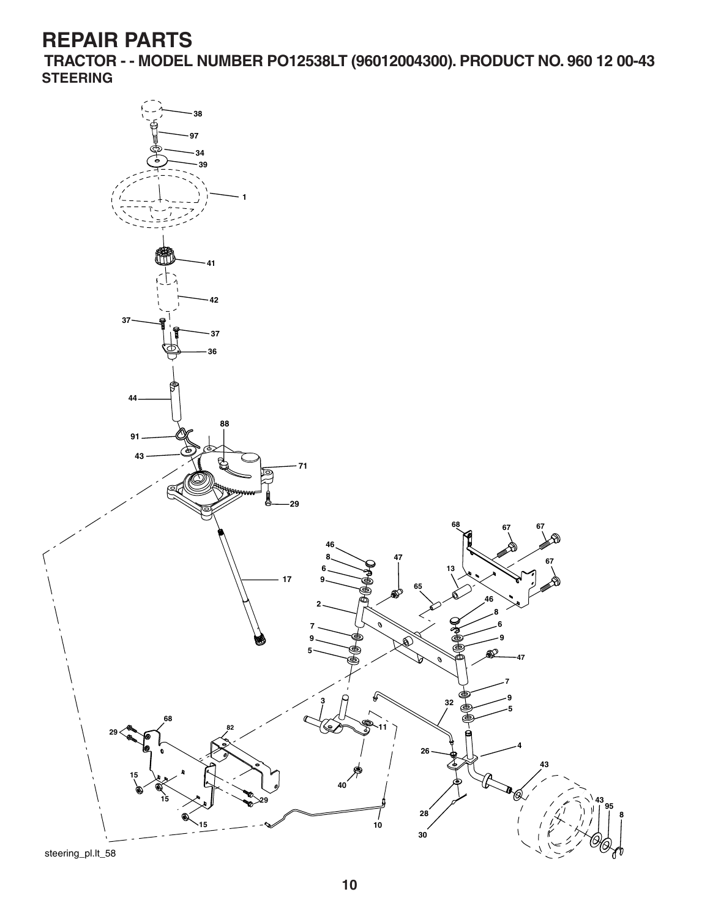# REPAIR PARTS

**TRACTOR - - MODEL NUMBER PO12538LT (96012004300). PRODUCT NO. 960 12 00-43**

**STEERING**

38
97
34
39
1
41
42
37
37
36
44
88
91
43
71
29
17
68
67
67
46
8
47
6
13
67
9
65
2
46
8
6
7
9
9
47
5
7
3
32
9
68
5
82
11
29
26
4
43
15
40
29
15
43
95
8
28
15
10
30

steering_pl.lt_58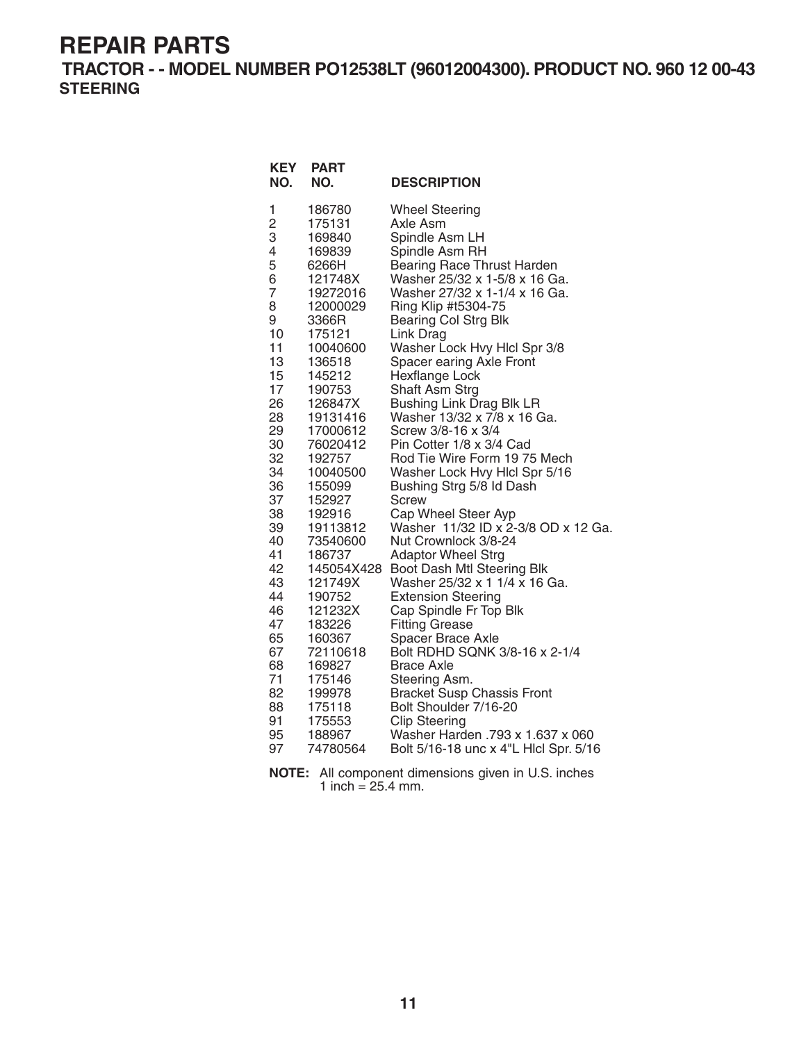# REPAIR PARTS

## TRACTOR - - MODEL NUMBER PO12538LT (96012004300). PRODUCT NO. 960 12 00-43

### STEERING

| KEY NO. | PART NO. | DESCRIPTION |
|---|---|---|
| 1 | 186780 | Wheel Steering |
| 2 | 175131 | Axle Asm |
| 3 | 169840 | Spindle Asm LH |
| 4 | 169839 | Spindle Asm RH |
| 5 | 6266H | Bearing Race Thrust Harden |
| 6 | 121748X | Washer 25/32 x 1-5/8 x 16 Ga. |
| 7 | 19272016 | Washer 27/32 x 1-1/4 x 16 Ga. |
| 8 | 12000029 | Ring Klip #t5304-75 |
| 9 | 3366R | Bearing Col Strg Blk |
| 10 | 175121 | Link Drag |
| 11 | 10040600 | Washer Lock Hvy Hlcl Spr 3/8 |
| 13 | 136518 | Spacer earing Axle Front |
| 15 | 145212 | Hexflange Lock |
| 17 | 190753 | Shaft Asm Strg |
| 26 | 126847X | Bushing Link Drag Blk LR |
| 28 | 19131416 | Washer 13/32 x 7/8 x 16 Ga. |
| 29 | 17000612 | Screw 3/8-16 x 3/4 |
| 30 | 76020412 | Pin Cotter 1/8 x 3/4 Cad |
| 32 | 192757 | Rod Tie Wire Form 19 75 Mech |
| 34 | 10040500 | Washer Lock Hvy Hlcl Spr 5/16 |
| 36 | 155099 | Bushing Strg 5/8 Id Dash |
| 37 | 152927 | Screw |
| 38 | 192916 | Cap Wheel Steer Ayp |
| 39 | 19113812 | Washer 11/32 ID x 2-3/8 OD x 12 Ga. |
| 40 | 73540600 | Nut Crownlock 3/8-24 |
| 41 | 186737 | Adaptor Wheel Strg |
| 42 | 145054X428 | Boot Dash Mtl Steering Blk |
| 43 | 121749X | Washer 25/32 x 1 1/4 x 16 Ga. |
| 44 | 190752 | Extension Steering |
| 46 | 121232X | Cap Spindle Fr Top Blk |
| 47 | 183226 | Fitting Grease |
| 65 | 160367 | Spacer Brace Axle |
| 67 | 72110618 | Bolt RDHD SQNK 3/8-16 x 2-1/4 |
| 68 | 169827 | Brace Axle |
| 71 | 175146 | Steering Asm. |
| 82 | 199978 | Bracket Susp Chassis Front |
| 88 | 175118 | Bolt Shoulder 7/16-20 |
| 91 | 175553 | Clip Steering |
| 95 | 188967 | Washer Harden .793 x 1.637 x 060 |
| 97 | 74780564 | Bolt 5/16-18 unc x 4"L Hlcl Spr. 5/16 |

**NOTE:** All component dimensions given in U.S. inches
1 inch = 25.4 mm.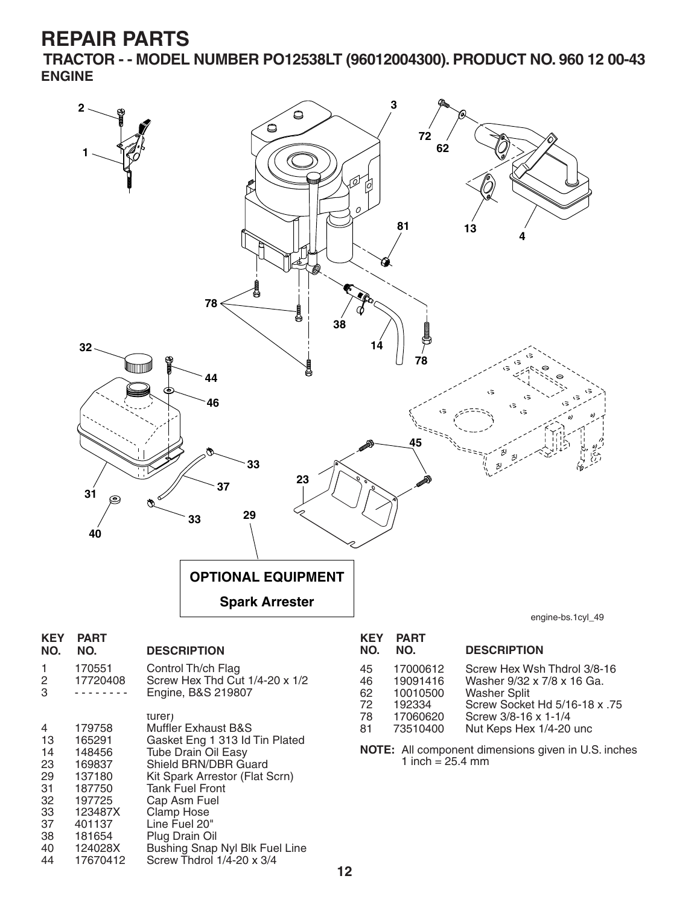# REPAIR PARTS

**TRACTOR - - MODEL NUMBER PO12538LT (96012004300). PRODUCT NO. 960 12 00-43**

**ENGINE**

2
3
72
62
1
81
13
4
78
38
14
78
32
44
46
45
33
37
23
31
33
29
40

**OPTIONAL EQUIPMENT**

**Spark Arrester**

engine-bs.1cyl_49

| KEY NO. | PART NO. | DESCRIPTION |
|---|---|---|
| 1 | 170551 | Control Th/ch Flag |
| 2 | 17720408 | Screw Hex Thd Cut 1/4-20 x 1/2 |
| 3 | - - - - - - - - | Engine, B&S 219807 |
| | | turer) |
| 4 | 179758 | Muffler Exhaust B&S |
| 13 | 165291 | Gasket Eng 1 313 Id Tin Plated |
| 14 | 148456 | Tube Drain Oil Easy |
| 23 | 169837 | Shield BRN/DBR Guard |
| 29 | 137180 | Kit Spark Arrestor (Flat Scrn) |
| 31 | 187750 | Tank Fuel Front |
| 32 | 197725 | Cap Asm Fuel |
| 33 | 123487X | Clamp Hose |
| 37 | 401137 | Line Fuel 20" |
| 38 | 181654 | Plug Drain Oil |
| 40 | 124028X | Bushing Snap Nyl Blk Fuel Line |
| 44 | 17670412 | Screw Thdrol 1/4-20 x 3/4 |

| KEY NO. | PART NO. | DESCRIPTION |
|---|---|---|
| 45 | 17000612 | Screw Hex Wsh Thdrol 3/8-16 |
| 46 | 19091416 | Washer 9/32 x 7/8 x 16 Ga. |
| 62 | 10010500 | Washer Split |
| 72 | 192334 | Screw Socket Hd 5/16-18 x .75 |
| 78 | 17060620 | Screw 3/8-16 x 1-1/4 |
| 81 | 73510400 | Nut Keps Hex 1/4-20 unc |

**NOTE:** All component dimensions given in U.S. inches
1 inch = 25.4 mm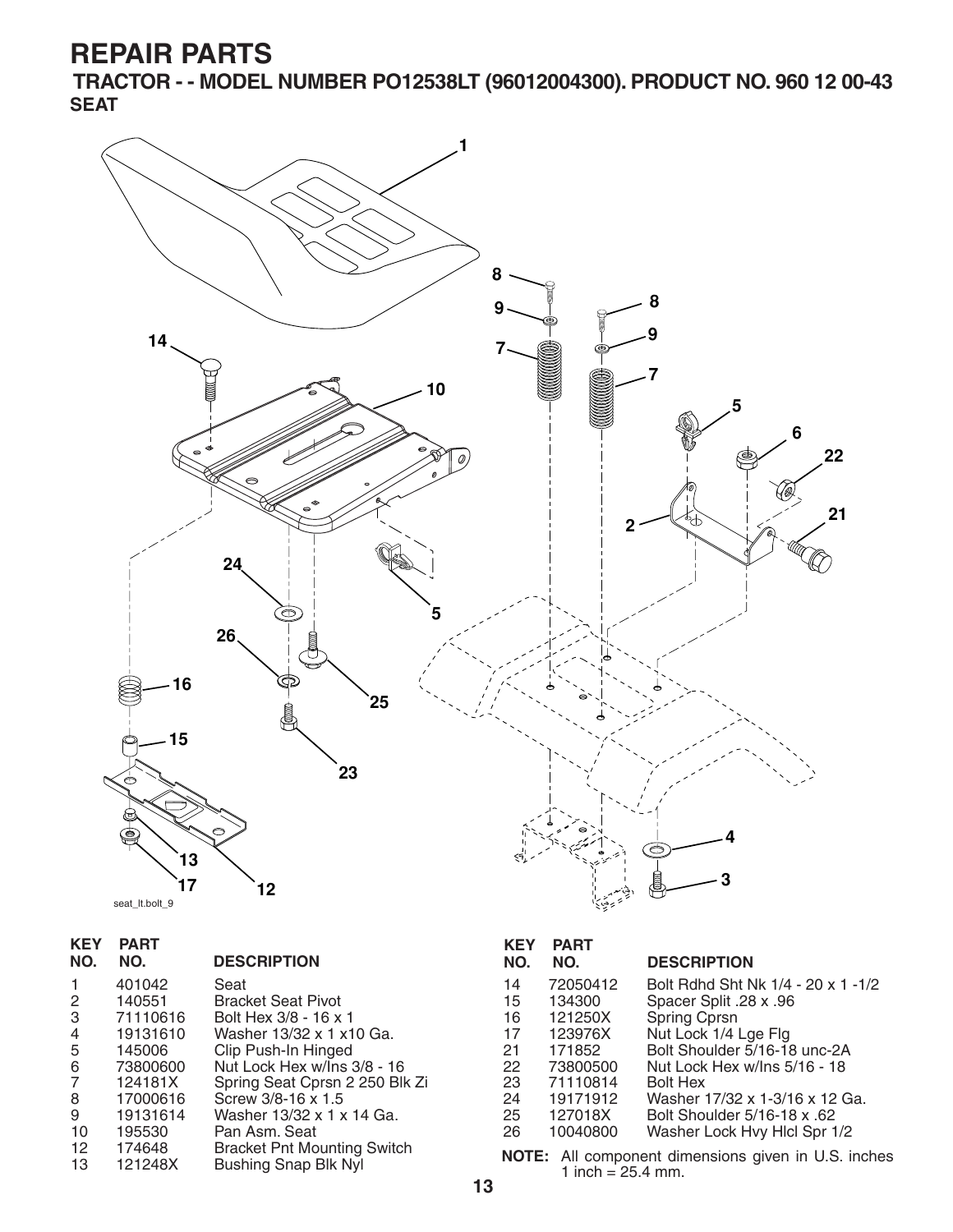# REPAIR PARTS

## TRACTOR - - MODEL NUMBER PO12538LT (96012004300). PRODUCT NO. 960 12 00-43

### SEAT

seat_lt.bolt_9

| KEY NO. | PART NO. | DESCRIPTION |
|---|---|---|
| 1 | 401042 | Seat |
| 2 | 140551 | Bracket Seat Pivot |
| 3 | 71110616 | Bolt Hex 3/8 - 16 x 1 |
| 4 | 19131610 | Washer 13/32 x 1 x10 Ga. |
| 5 | 145006 | Clip Push-In Hinged |
| 6 | 73800600 | Nut Lock Hex w/Ins 3/8 - 16 |
| 7 | 124181X | Spring Seat Cprsn 2 250 Blk Zi |
| 8 | 17000616 | Screw 3/8-16 x 1.5 |
| 9 | 19131614 | Washer 13/32 x 1 x 14 Ga. |
| 10 | 195530 | Pan Asm. Seat |
| 12 | 174648 | Bracket Pnt Mounting Switch |
| 13 | 121248X | Bushing Snap Blk Nyl |
| 14 | 72050412 | Bolt Rdhd Sht Nk 1/4 - 20 x 1 -1/2 |
| 15 | 134300 | Spacer Split .28 x .96 |
| 16 | 121250X | Spring Cprsn |
| 17 | 123976X | Nut Lock 1/4 Lge Flg |
| 21 | 171852 | Bolt Shoulder 5/16-18 unc-2A |
| 22 | 73800500 | Nut Lock Hex w/Ins 5/16 - 18 |
| 23 | 71110814 | Bolt Hex |
| 24 | 19171912 | Washer 17/32 x 1-3/16 x 12 Ga. |
| 25 | 127018X | Bolt Shoulder 5/16-18 x .62 |
| 26 | 10040800 | Washer Lock Hvy Hlcl Spr 1/2 |

**NOTE:** All component dimensions given in U.S. inches 1 inch = 25.4 mm.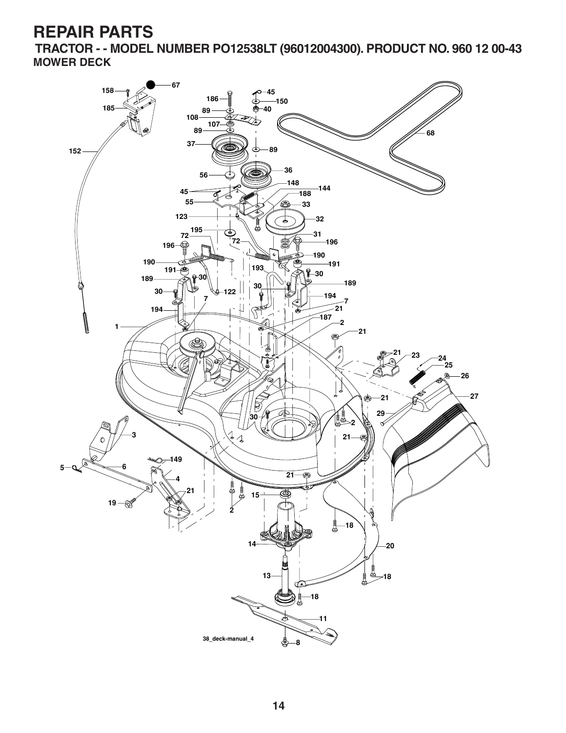# REPAIR PARTS

## TRACTOR - - MODEL NUMBER PO12538LT (96012004300). PRODUCT NO. 960 12 00-43

### MOWER DECK

158
67
185
152
186
45
150
89
40
108
107
89
37
89
68
56
36
45
148
144
55
188
33
123
32
195
31
72
196
72
196
190
190
191
193
191
30
189
30
30
189
30
122
194
7
194
7
21
187
1
2
21
21
23
24
25
26
21
27
29
30
2
3
21
149
5
6
4
21
21
19
15
2
18
14
20
13
18
18
11
38_deck-manual_4
8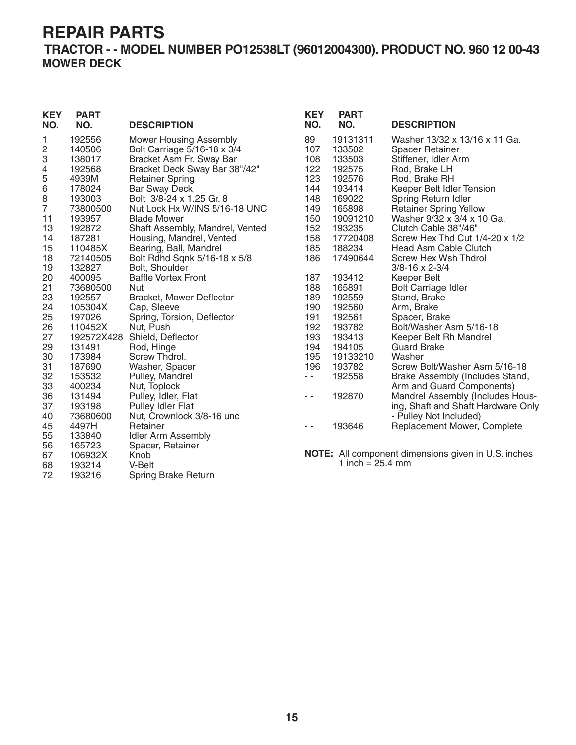# REPAIR PARTS

## TRACTOR - - MODEL NUMBER PO12538LT (96012004300). PRODUCT NO. 960 12 00-43

### MOWER DECK

| KEY NO. | PART NO. | DESCRIPTION |
|---|---|---|
| 1 | 192556 | Mower Housing Assembly |
| 2 | 140506 | Bolt Carriage 5/16-18 x 3/4 |
| 3 | 138017 | Bracket Asm Fr. Sway Bar |
| 4 | 192568 | Bracket Deck Sway Bar 38"/42" |
| 5 | 4939M | Retainer Spring |
| 6 | 178024 | Bar Sway Deck |
| 8 | 193003 | Bolt 3/8-24 x 1.25 Gr. 8 |
| 7 | 73800500 | Nut Lock Hx W/INS 5/16-18 UNC |
| 11 | 193957 | Blade Mower |
| 13 | 192872 | Shaft Assembly, Mandrel, Vented |
| 14 | 187281 | Housing, Mandrel, Vented |
| 15 | 110485X | Bearing, Ball, Mandrel |
| 18 | 72140505 | Bolt Rdhd Sqnk 5/16-18 x 5/8 |
| 19 | 132827 | Bolt, Shoulder |
| 20 | 400095 | Baffle Vortex Front |
| 21 | 73680500 | Nut |
| 23 | 192557 | Bracket, Mower Deflector |
| 24 | 105304X | Cap, Sleeve |
| 25 | 197026 | Spring, Torsion, Deflector |
| 26 | 110452X | Nut, Push |
| 27 | 192572X428 | Shield, Deflector |
| 29 | 131491 | Rod, Hinge |
| 30 | 173984 | Screw Thdrol. |
| 31 | 187690 | Washer, Spacer |
| 32 | 153532 | Pulley, Mandrel |
| 33 | 400234 | Nut, Toplock |
| 36 | 131494 | Pulley, Idler, Flat |
| 37 | 193198 | Pulley Idler Flat |
| 40 | 73680600 | Nut, Crownlock 3/8-16 unc |
| 45 | 4497H | Retainer |
| 55 | 133840 | Idler Arm Assembly |
| 56 | 165723 | Spacer, Retainer |
| 67 | 106932X | Knob |
| 68 | 193214 | V-Belt |
| 72 | 193216 | Spring Brake Return |
| 89 | 19131311 | Washer 13/32 x 13/16 x 11 Ga. |
| 107 | 133502 | Spacer Retainer |
| 108 | 133503 | Stiffener, Idler Arm |
| 122 | 192575 | Rod, Brake LH |
| 123 | 192576 | Rod, Brake RH |
| 144 | 193414 | Keeper Belt Idler Tension |
| 148 | 169022 | Spring Return Idler |
| 149 | 165898 | Retainer Spring Yellow |
| 150 | 19091210 | Washer 9/32 x 3/4 x 10 Ga. |
| 152 | 193235 | Clutch Cable 38"/46" |
| 158 | 17720408 | Screw Hex Thd Cut 1/4-20 x 1/2 |
| 185 | 188234 | Head Asm Cable Clutch |
| 186 | 17490644 | Screw Hex Wsh Thdrol 3/8-16 x 2-3/4 |
| 187 | 193412 | Keeper Belt |
| 188 | 165891 | Bolt Carriage Idler |
| 189 | 192559 | Stand, Brake |
| 190 | 192560 | Arm, Brake |
| 191 | 192561 | Spacer, Brake |
| 192 | 193782 | Bolt/Washer Asm 5/16-18 |
| 193 | 193413 | Keeper Belt Rh Mandrel |
| 194 | 194105 | Guard Brake |
| 195 | 19133210 | Washer |
| 196 | 193782 | Screw Bolt/Washer Asm 5/16-18 |
| - - | 192558 | Brake Assembly (Includes Stand, Arm and Guard Components) |
| - - | 192870 | Mandrel Assembly (Includes Housing, Shaft and Shaft Hardware Only - Pulley Not Included) |
| - - | 193646 | Replacement Mower, Complete |

**NOTE:** All component dimensions given in U.S. inches
1 inch = 25.4 mm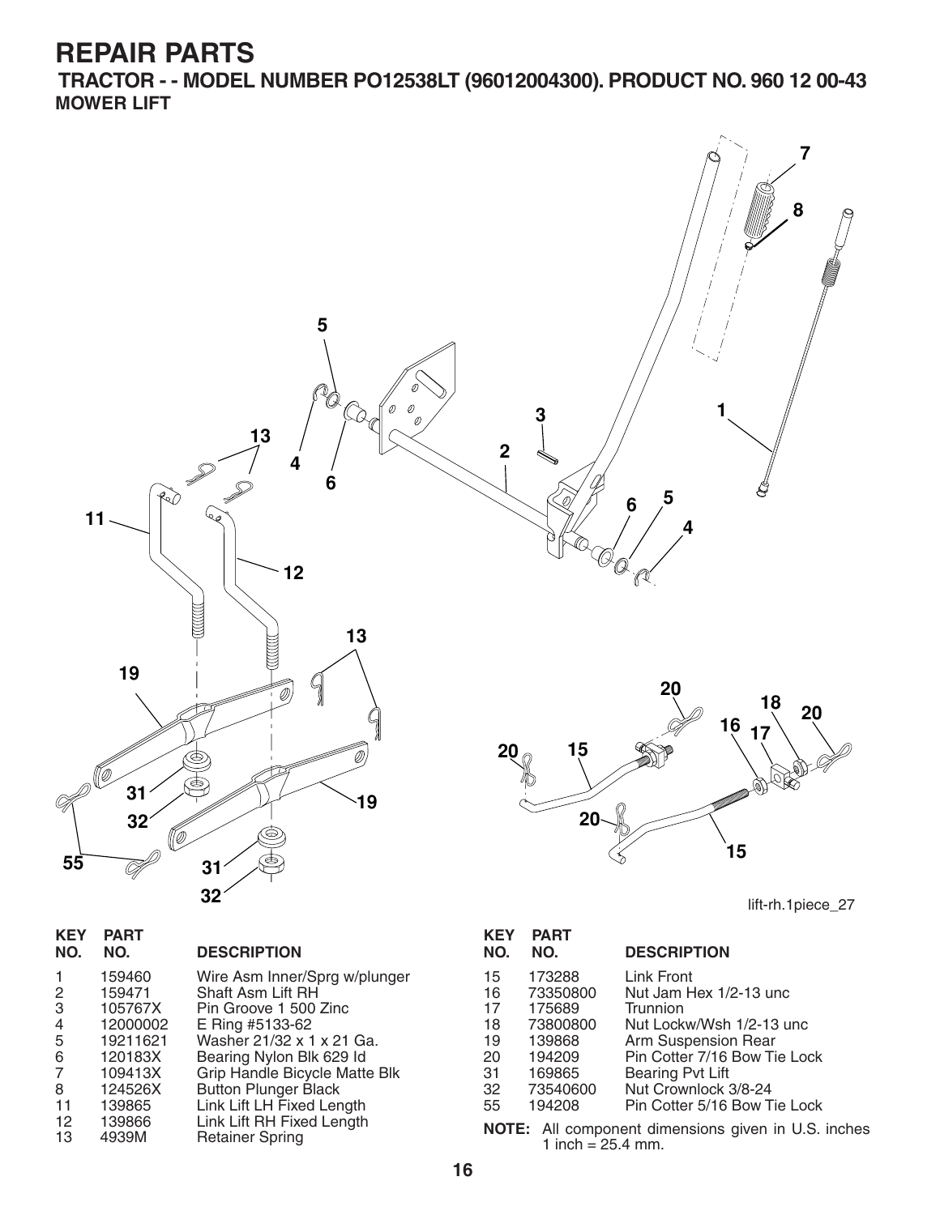# REPAIR PARTS

## TRACTOR - - MODEL NUMBER PO12538LT (96012004300). PRODUCT NO. 960 12 00-43

### MOWER LIFT

lift-rh.1piece_27

| KEY NO. | PART NO. | DESCRIPTION |
|---|---|---|
| 1 | 159460 | Wire Asm Inner/Sprg w/plunger |
| 2 | 159471 | Shaft Asm Lift RH |
| 3 | 105767X | Pin Groove 1 500 Zinc |
| 4 | 12000002 | E Ring #5133-62 |
| 5 | 19211621 | Washer 21/32 x 1 x 21 Ga. |
| 6 | 120183X | Bearing Nylon Blk 629 Id |
| 7 | 109413X | Grip Handle Bicycle Matte Blk |
| 8 | 124526X | Button Plunger Black |
| 11 | 139865 | Link Lift LH Fixed Length |
| 12 | 139866 | Link Lift RH Fixed Length |
| 13 | 4939M | Retainer Spring |
| 15 | 173288 | Link Front |
| 16 | 73350800 | Nut Jam Hex 1/2-13 unc |
| 17 | 175689 | Trunnion |
| 18 | 73800800 | Nut Lockw/Wsh 1/2-13 unc |
| 19 | 139868 | Arm Suspension Rear |
| 20 | 194209 | Pin Cotter 7/16 Bow Tie Lock |
| 31 | 169865 | Bearing Pvt Lift |
| 32 | 73540600 | Nut Crownlock 3/8-24 |
| 55 | 194208 | Pin Cotter 5/16 Bow Tie Lock |

**NOTE:** All component dimensions given in U.S. inches
1 inch = 25.4 mm.